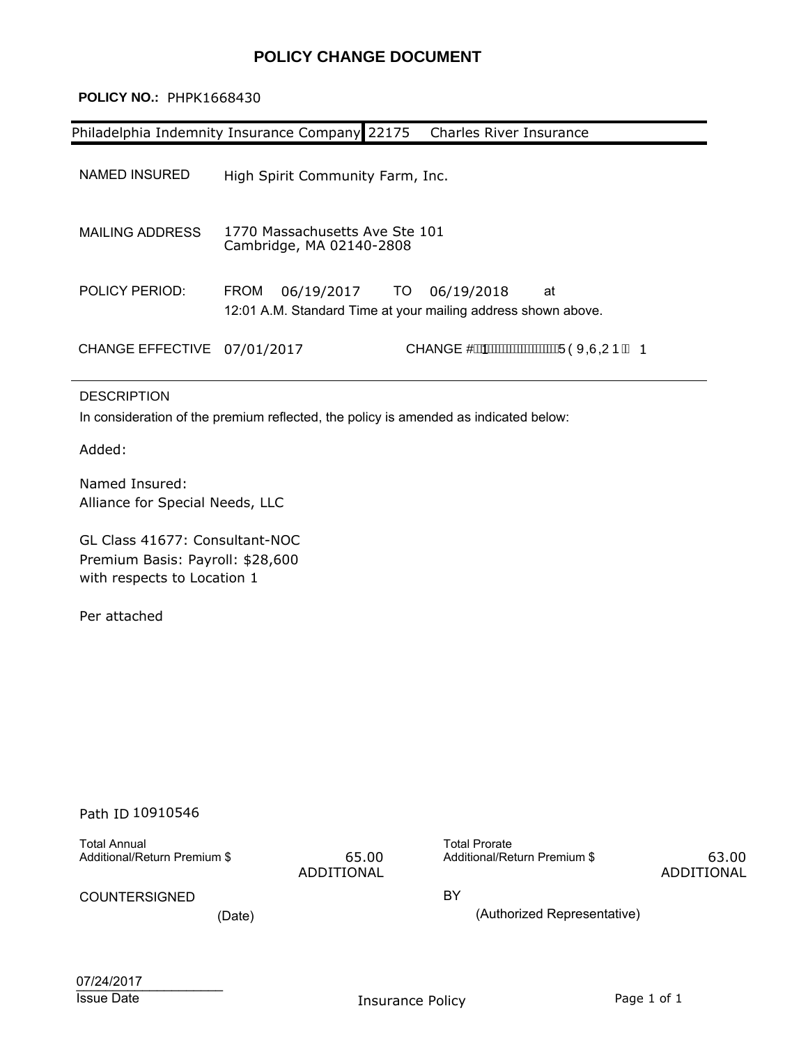# POLICY CHANGE DOCUMENT

**POLICY NO.:** PHPK1668430

| Philadelphia Indemnity Insurance Company | 22175 | Charles River Insurance |
|---|---|---|

NAMED INSURED: High Spirit Community Farm, Inc.

MAILING ADDRESS: 1770 Massachusetts Ave Ste 101
Cambridge, MA 02140-2808

POLICY PERIOD: FROM 06/19/2017 TO 06/19/2018 at
12:01 A.M. Standard Time at your mailing address shown above.

CHANGE EFFECTIVE 07/01/2017 CHANGE # 1 REVISION 1

---

DESCRIPTION

In consideration of the premium reflected, the policy is amended as indicated below:

Added:

Named Insured:
Alliance for Special Needs, LLC

GL Class 41677: Consultant-NOC
Premium Basis: Payroll: $28,600
with respects to Location 1

Per attached

Path ID 10910546

| Total Annual Additional/Return Premium $ | 65.00 ADDITIONAL | Total Prorate Additional/Return Premium $ | 63.00 ADDITIONAL |
|---|---|---|---|

COUNTERSIGNED _______ (Date) BY _______ (Authorized Representative)

07/24/2017
Issue Date

Insurance Policy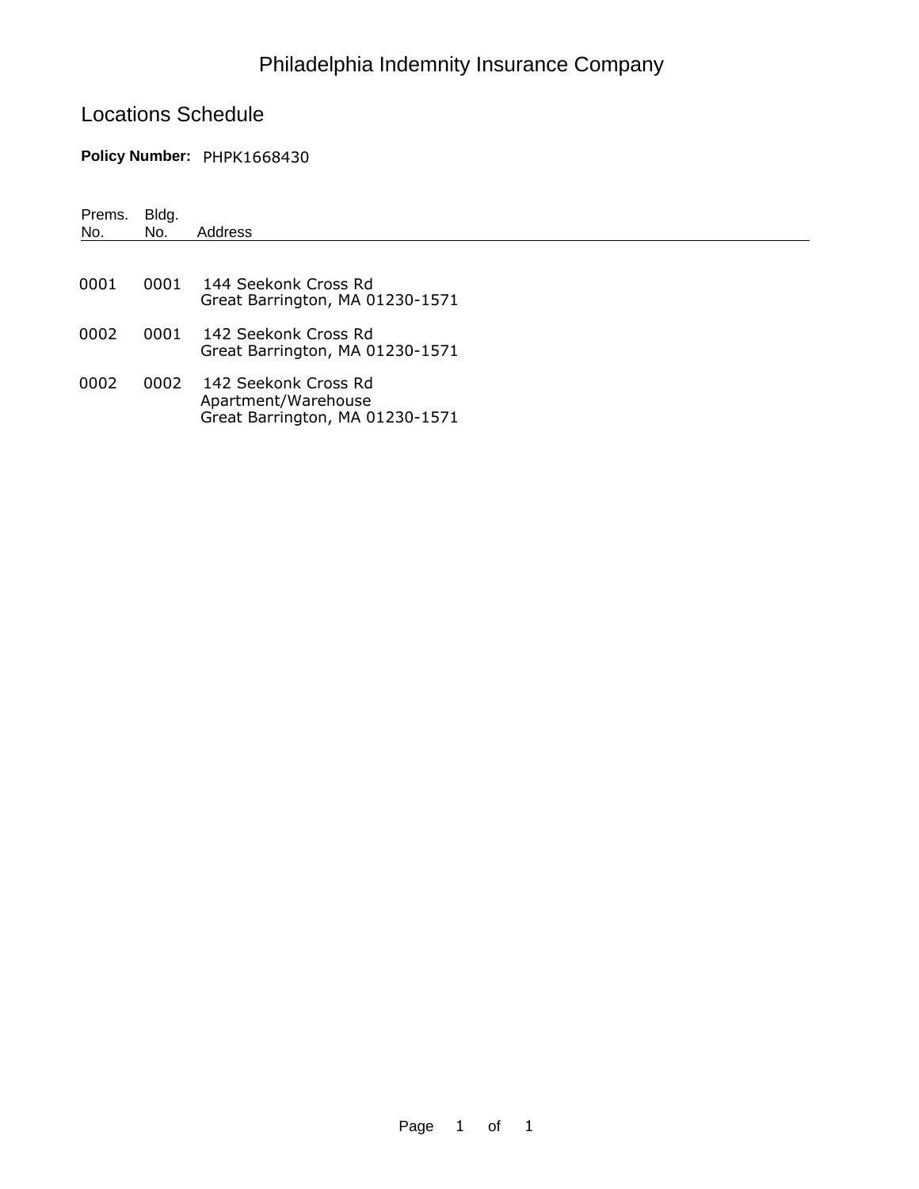# Philadelphia Indemnity Insurance Company

## Locations Schedule

**Policy Number:** PHPK1668430

| Prems. No. | Bldg. No. | Address |
|---|---|---|
| 0001 | 0001 | 144 Seekonk Cross Rd<br>Great Barrington, MA 01230-1571 |
| 0002 | 0001 | 142 Seekonk Cross Rd<br>Great Barrington, MA 01230-1571 |
| 0002 | 0002 | 142 Seekonk Cross Rd<br>Apartment/Warehouse<br>Great Barrington, MA 01230-1571 |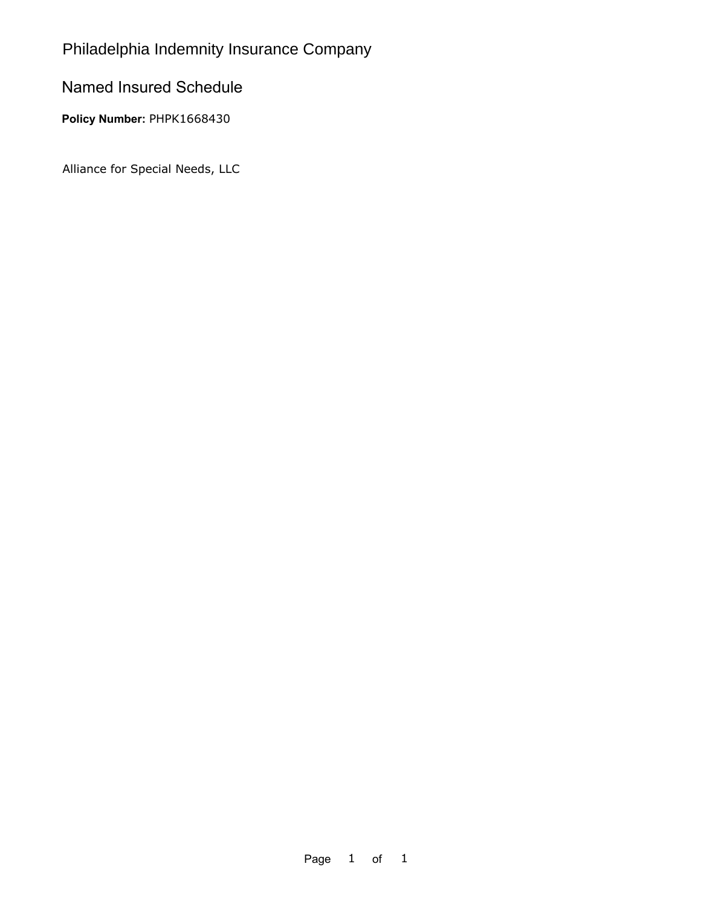# Philadelphia Indemnity Insurance Company

## Named Insured Schedule

**Policy Number:** PHPK1668430

Alliance for Special Needs, LLC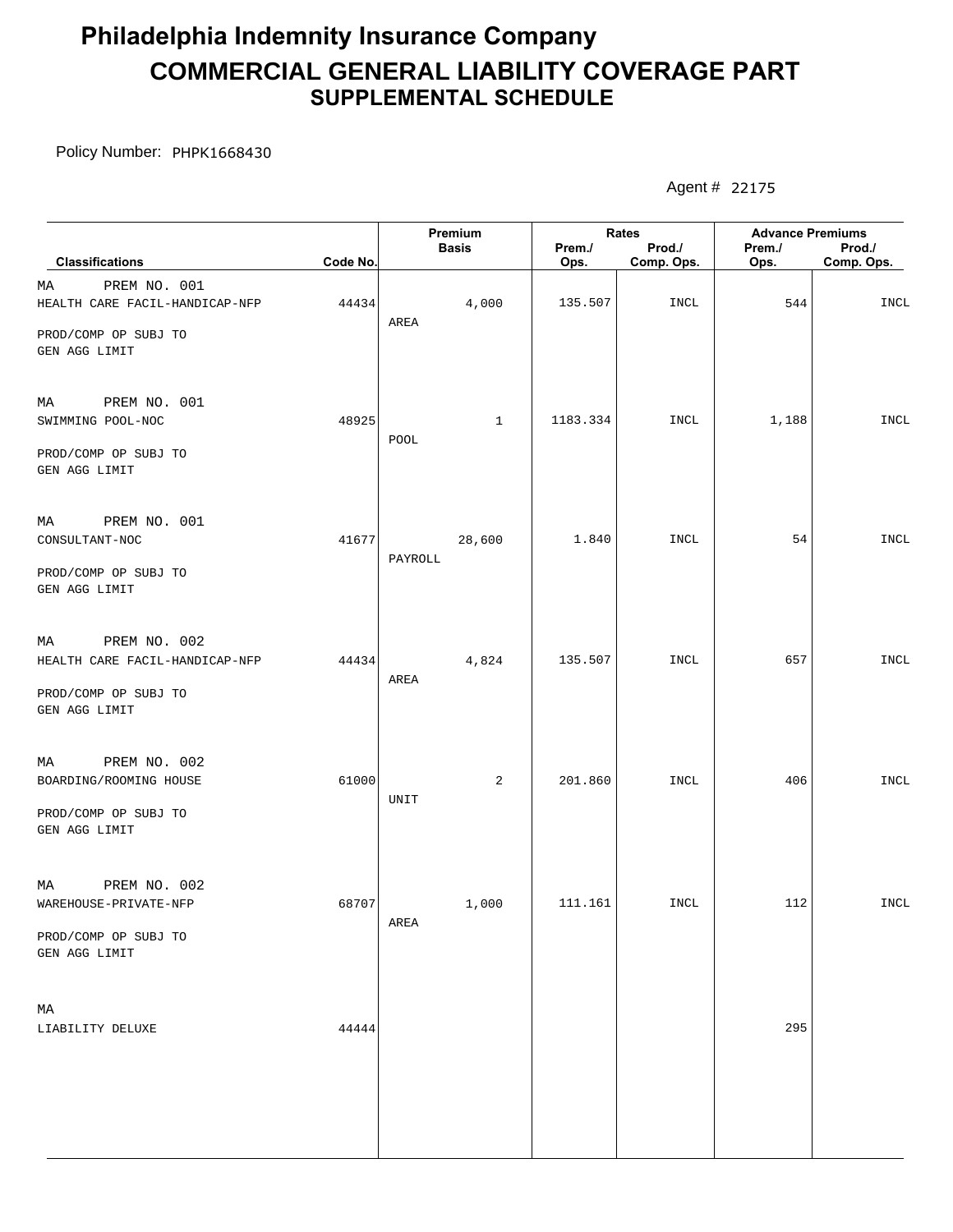# Philadelphia Indemnity Insurance Company

## COMMERCIAL GENERAL LIABILITY COVERAGE PART

### SUPPLEMENTAL SCHEDULE

Policy Number: PHPK1668430

Agent # 22175

| Classifications | Code No. | Premium Basis | Rates Prem./ Ops. | Rates Prod./ Comp. Ops. | Advance Premiums Prem./ Ops. | Advance Premiums Prod./ Comp. Ops. |
|---|---|---|---|---|---|---|
| MA PREM NO. 001<br>HEALTH CARE FACIL-HANDICAP-NFP<br>PROD/COMP OP SUBJ TO GEN AGG LIMIT | 44434 | 4,000<br>AREA | 135.507 | INCL | 544 | INCL |
| MA PREM NO. 001<br>SWIMMING POOL-NOC<br>PROD/COMP OP SUBJ TO GEN AGG LIMIT | 48925 | 1<br>POOL | 1183.334 | INCL | 1,188 | INCL |
| MA PREM NO. 001<br>CONSULTANT-NOC<br>PROD/COMP OP SUBJ TO GEN AGG LIMIT | 41677 | 28,600<br>PAYROLL | 1.840 | INCL | 54 | INCL |
| MA PREM NO. 002<br>HEALTH CARE FACIL-HANDICAP-NFP<br>PROD/COMP OP SUBJ TO GEN AGG LIMIT | 44434 | 4,824<br>AREA | 135.507 | INCL | 657 | INCL |
| MA PREM NO. 002<br>BOARDING/ROOMING HOUSE<br>PROD/COMP OP SUBJ TO GEN AGG LIMIT | 61000 | 2<br>UNIT | 201.860 | INCL | 406 | INCL |
| MA PREM NO. 002<br>WAREHOUSE-PRIVATE-NFP<br>PROD/COMP OP SUBJ TO GEN AGG LIMIT | 68707 | 1,000<br>AREA | 111.161 | INCL | 112 | INCL |
| MA<br>LIABILITY DELUXE | 44444 | | | | 295 | |